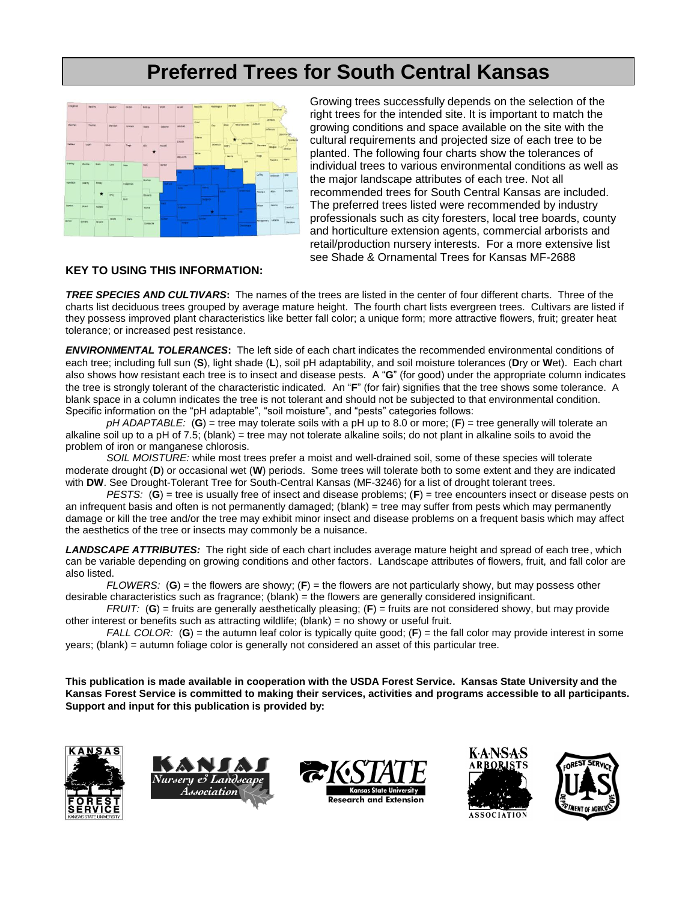# Preferred Trees for South Central Kansas

Growing trees successfully depends on the selection of the right trees for the intended site. It is important to match the growing conditions and space available on the site with the cultural requirements and projected size of each tree to be planted. The following four charts show the tolerances of individual trees to various environmental conditions as well as the major landscape attributes of each tree. Not all recommended trees for South Central Kansas are included. The preferred trees listed were recommended by industry professionals such as city foresters, local tree boards, county and horticulture extension agents, commercial arborists and retail/production nursery interests. For a more extensive list see Shade & Ornamental Trees for Kansas MF-2688

**KEY TO USING THIS INFORMATION:**

***TREE SPECIES AND CULTIVARS*:** The names of the trees are listed in the center of four different charts. Three of the charts list deciduous trees grouped by average mature height. The fourth chart lists evergreen trees. Cultivars are listed if they possess improved plant characteristics like better fall color; a unique form; more attractive flowers, fruit; greater heat tolerance; or increased pest resistance.

***ENVIRONMENTAL TOLERANCES*:** The left side of each chart indicates the recommended environmental conditions of each tree; including full sun (**S**), light shade (**L**), soil pH adaptability, and soil moisture tolerances (**D**ry or **W**et). Each chart also shows how resistant each tree is to insect and disease pests. A "**G**" (for good) under the appropriate column indicates the tree is strongly tolerant of the characteristic indicated. An "**F**" (for fair) signifies that the tree shows some tolerance. A blank space in a column indicates the tree is not tolerant and should not be subjected to that environmental condition. Specific information on the "pH adaptable", "soil moisture", and "pests" categories follows:

*pH ADAPTABLE:* (**G**) = tree may tolerate soils with a pH up to 8.0 or more; (**F**) = tree generally will tolerate an alkaline soil up to a pH of 7.5; (blank) = tree may not tolerate alkaline soils; do not plant in alkaline soils to avoid the problem of iron or manganese chlorosis.

*SOIL MOISTURE:* while most trees prefer a moist and well-drained soil, some of these species will tolerate moderate drought (**D**) or occasional wet (**W**) periods. Some trees will tolerate both to some extent and they are indicated with **DW**. See Drought-Tolerant Tree for South-Central Kansas (MF-3246) for a list of drought tolerant trees.

*PESTS:* (**G**) = tree is usually free of insect and disease problems; (**F**) = tree encounters insect or disease pests on an infrequent basis and often is not permanently damaged; (blank) = tree may suffer from pests which may permanently damage or kill the tree and/or the tree may exhibit minor insect and disease problems on a frequent basis which may affect the aesthetics of the tree or insects may commonly be a nuisance.

***LANDSCAPE ATTRIBUTES:*** The right side of each chart includes average mature height and spread of each tree, which can be variable depending on growing conditions and other factors. Landscape attributes of flowers, fruit, and fall color are also listed.

*FLOWERS:* (**G**) = the flowers are showy; (**F**) = the flowers are not particularly showy, but may possess other desirable characteristics such as fragrance; (blank) = the flowers are generally considered insignificant.

*FRUIT:* (**G**) = fruits are generally aesthetically pleasing; (**F**) = fruits are not considered showy, but may provide other interest or benefits such as attracting wildlife; (blank) = no showy or useful fruit.

*FALL COLOR:* (**G**) = the autumn leaf color is typically quite good; (**F**) = the fall color may provide interest in some years; (blank) = autumn foliage color is generally not considered an asset of this particular tree.

**This publication is made available in cooperation with the USDA Forest Service. Kansas State University and the Kansas Forest Service is committed to making their services, activities and programs accessible to all participants. Support and input for this publication is provided by:**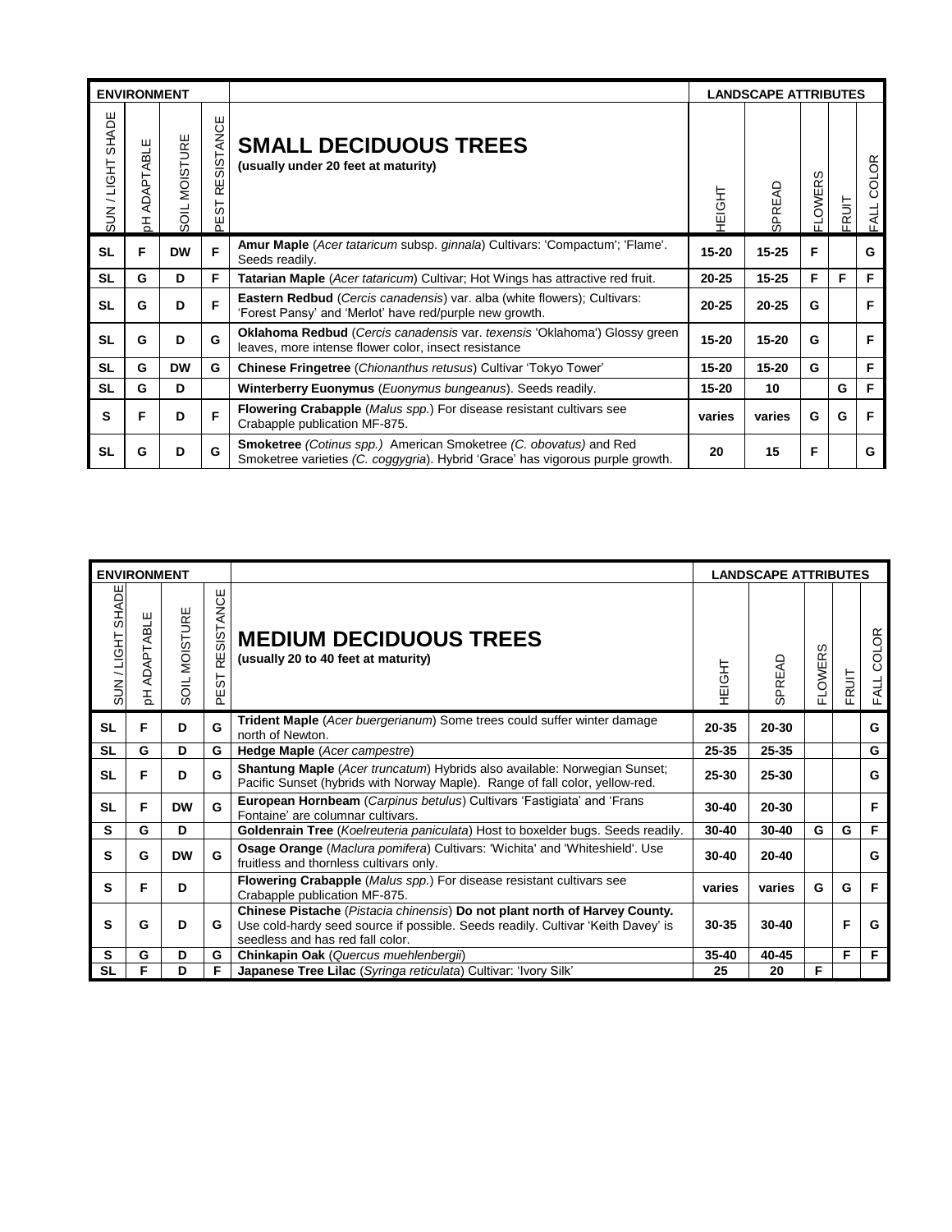| ENVIRONMENT | | | | | LANDSCAPE ATTRIBUTES | | | | |
|---|---|---|---|---|---|---|---|---|---|
| SUN / LIGHT SHADE | pH ADAPTABLE | SOIL MOISTURE | PEST RESISTANCE | **SMALL DECIDUOUS TREES** **(usually under 20 feet at maturity)** | HEIGHT | SPREAD | FLOWERS | FRUIT | FALL COLOR |
| **SL** | **F** | **DW** | **F** | **Amur Maple** (*Acer tataricum* subsp. *ginnala*) Cultivars: 'Compactum'; 'Flame'. Seeds readily. | **15-20** | **15-25** | **F** | | **G** |
| **SL** | **G** | **D** | **F** | **Tatarian Maple** (*Acer tataricum*) Cultivar; Hot Wings has attractive red fruit. | **20-25** | **15-25** | **F** | **F** | **F** |
| **SL** | **G** | **D** | **F** | **Eastern Redbud** (*Cercis canadensis*) var. alba (white flowers); Cultivars: 'Forest Pansy' and 'Merlot' have red/purple new growth. | **20-25** | **20-25** | **G** | | **F** |
| **SL** | **G** | **D** | **G** | **Oklahoma Redbud** (*Cercis canadensis* var. *texensis* 'Oklahoma') Glossy green leaves, more intense flower color, insect resistance | **15-20** | **15-20** | **G** | | **F** |
| **SL** | **G** | **DW** | **G** | **Chinese Fringetree** (*Chionanthus retusus*) Cultivar 'Tokyo Tower' | **15-20** | **15-20** | **G** | | **F** |
| **SL** | **G** | **D** | | **Winterberry Euonymus** (*Euonymus bungeanus*). Seeds readily. | **15-20** | **10** | | **G** | **F** |
| **S** | **F** | **D** | **F** | **Flowering Crabapple** (*Malus spp.*) For disease resistant cultivars see Crabapple publication MF-875. | **varies** | **varies** | **G** | **G** | **F** |
| **SL** | **G** | **D** | **G** | **Smoketree** *(Cotinus spp.)* American Smoketree *(C. obovatus)* and Red Smoketree varieties *(C. coggygria)*. Hybrid 'Grace' has vigorous purple growth. | **20** | **15** | **F** | | **G** |

| ENVIRONMENT | | | | | LANDSCAPE ATTRIBUTES | | | | |
|---|---|---|---|---|---|---|---|---|---|
| SUN / LIGHT SHADE | pH ADAPTABLE | SOIL MOISTURE | PEST RESISTANCE | **MEDIUM DECIDUOUS TREES** **(usually 20 to 40 feet at maturity)** | HEIGHT | SPREAD | FLOWERS | FRUIT | FALL COLOR |
| **SL** | **F** | **D** | **G** | **Trident Maple** (*Acer buergerianum*) Some trees could suffer winter damage north of Newton. | **20-35** | **20-30** | | | **G** |
| **SL** | **G** | **D** | **G** | **Hedge Maple** (*Acer campestre*) | **25-35** | **25-35** | | | **G** |
| **SL** | **F** | **D** | **G** | **Shantung Maple** (*Acer truncatum*) Hybrids also available: Norwegian Sunset; Pacific Sunset (hybrids with Norway Maple). Range of fall color, yellow-red. | **25-30** | **25-30** | | | **G** |
| **SL** | **F** | **DW** | **G** | **European Hornbeam** (*Carpinus betulus*) Cultivars 'Fastigiata' and 'Frans Fontaine' are columnar cultivars. | **30-40** | **20-30** | | | **F** |
| **S** | **G** | **D** | | **Goldenrain Tree** (*Koelreuteria paniculata*) Host to boxelder bugs. Seeds readily. | **30-40** | **30-40** | **G** | **G** | **F** |
| **S** | **G** | **DW** | **G** | **Osage Orange** (*Maclura pomifera*) Cultivars: 'Wichita' and 'Whiteshield'. Use fruitless and thornless cultivars only. | **30-40** | **20-40** | | | **G** |
| **S** | **F** | **D** | | **Flowering Crabapple** (*Malus spp.*) For disease resistant cultivars see Crabapple publication MF-875. | **varies** | **varies** | **G** | **G** | **F** |
| **S** | **G** | **D** | **G** | **Chinese Pistache** (*Pistacia chinensis*) **Do not plant north of Harvey County.** Use cold-hardy seed source if possible. Seeds readily. Cultivar 'Keith Davey' is seedless and has red fall color. | **30-35** | **30-40** | | **F** | **G** |
| **S** | **G** | **D** | **G** | **Chinkapin Oak** (*Quercus muehlenbergii*) | **35-40** | **40-45** | | **F** | **F** |
| **SL** | **F** | **D** | **F** | **Japanese Tree Lilac** (*Syringa reticulata*) Cultivar: 'Ivory Silk' | **25** | **20** | **F** | | |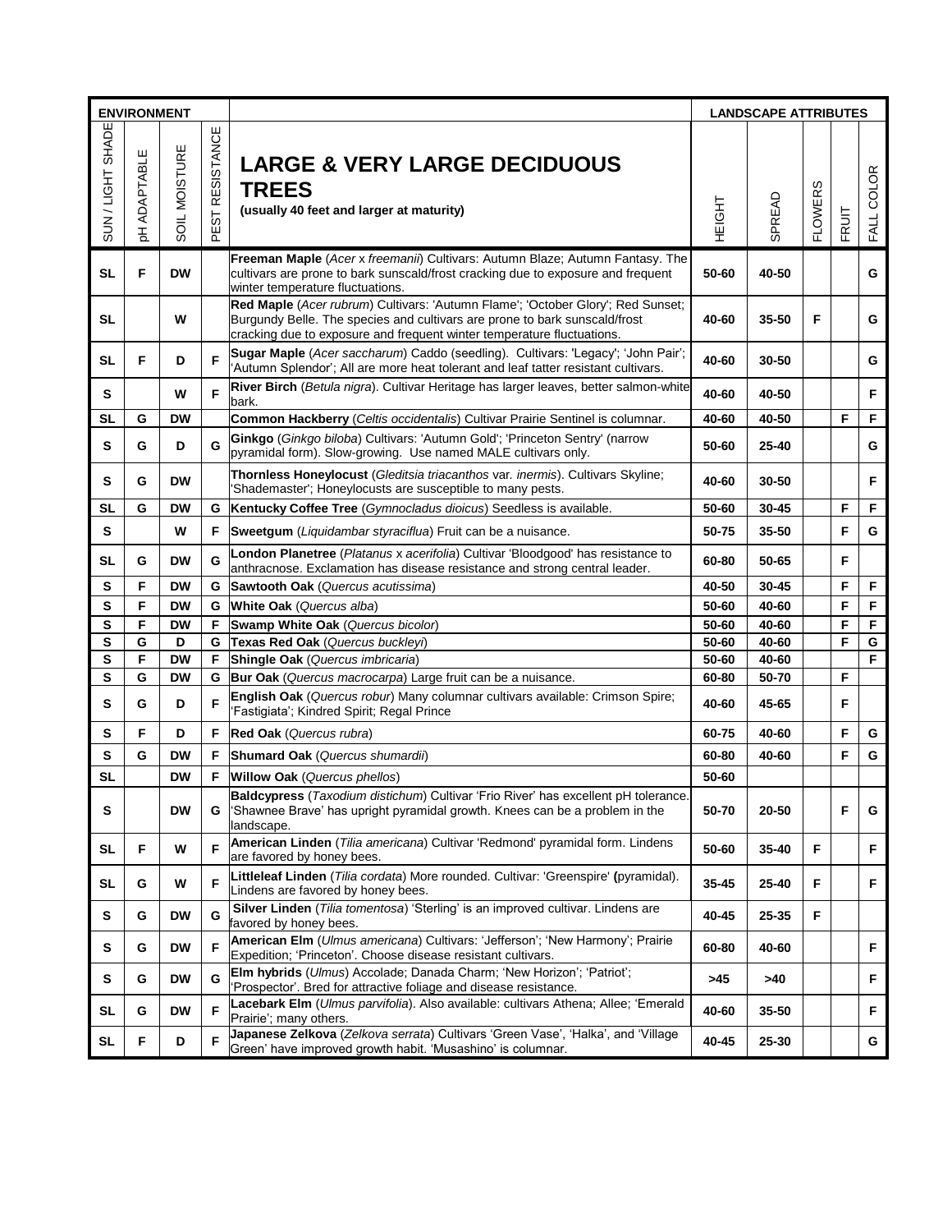| ENVIRONMENT | | | | | LANDSCAPE ATTRIBUTES | | | | |
|---|---|---|---|---|---|---|---|---|---|
| SUN / LIGHT SHADE | pH ADAPTABLE | SOIL MOISTURE | PEST RESISTANCE | **LARGE & VERY LARGE DECIDUOUS TREES** **(usually 40 feet and larger at maturity)** | HEIGHT | SPREAD | FLOWERS | FRUIT | FALL COLOR |
| **SL** | **F** | **DW** | | **Freeman Maple** (*Acer* x *freemanii*) Cultivars: Autumn Blaze; Autumn Fantasy. The cultivars are prone to bark sunscald/frost cracking due to exposure and frequent winter temperature fluctuations. | **50-60** | **40-50** | | | **G** |
| **SL** | | **W** | | **Red Maple** (*Acer rubrum*) Cultivars: 'Autumn Flame'; 'October Glory'; Red Sunset; Burgundy Belle. The species and cultivars are prone to bark sunscald/frost cracking due to exposure and frequent winter temperature fluctuations. | **40-60** | **35-50** | **F** | | **G** |
| **SL** | **F** | **D** | **F** | **Sugar Maple** (*Acer saccharum*) Caddo (seedling). Cultivars: 'Legacy'; 'John Pair'; 'Autumn Splendor'; All are more heat tolerant and leaf tatter resistant cultivars. | **40-60** | **30-50** | | | **G** |
| **S** | | **W** | **F** | **River Birch** (*Betula nigra*). Cultivar Heritage has larger leaves, better salmon-white bark. | **40-60** | **40-50** | | | **F** |
| **SL** | **G** | **DW** | | **Common Hackberry** (*Celtis occidentalis*) Cultivar Prairie Sentinel is columnar. | **40-60** | **40-50** | | **F** | **F** |
| **S** | **G** | **D** | **G** | **Ginkgo** (*Ginkgo biloba*) Cultivars: 'Autumn Gold'; 'Princeton Sentry' (narrow pyramidal form). Slow-growing. Use named MALE cultivars only. | **50-60** | **25-40** | | | **G** |
| **S** | **G** | **DW** | | **Thornless Honeylocust** (*Gleditsia triacanthos* var. *inermis*). Cultivars Skyline; 'Shademaster'; Honeylocusts are susceptible to many pests. | **40-60** | **30-50** | | | **F** |
| **SL** | **G** | **DW** | **G** | **Kentucky Coffee Tree** (*Gymnocladus dioicus*) Seedless is available. | **50-60** | **30-45** | | **F** | **F** |
| **S** | | **W** | **F** | **Sweetgum** (*Liquidambar styraciflua*) Fruit can be a nuisance. | **50-75** | **35-50** | | **F** | **G** |
| **SL** | **G** | **DW** | **G** | **London Planetree** (*Platanus* x *acerifolia*) Cultivar 'Bloodgood' has resistance to anthracnose. Exclamation has disease resistance and strong central leader. | **60-80** | **50-65** | | **F** | |
| **S** | **F** | **DW** | **G** | **Sawtooth Oak** (*Quercus acutissima*) | **40-50** | **30-45** | | **F** | **F** |
| **S** | **F** | **DW** | **G** | **White Oak** (*Quercus alba*) | **50-60** | **40-60** | | **F** | **F** |
| **S** | **F** | **DW** | **F** | **Swamp White Oak** (*Quercus bicolor*) | **50-60** | **40-60** | | **F** | **F** |
| **S** | **G** | **D** | **G** | **Texas Red Oak** (*Quercus buckleyi*) | **50-60** | **40-60** | | **F** | **G** |
| **S** | **F** | **DW** | **F** | **Shingle Oak** (*Quercus imbricaria*) | **50-60** | **40-60** | | | **F** |
| **S** | **G** | **DW** | **G** | **Bur Oak** (*Quercus macrocarpa*) Large fruit can be a nuisance. | **60-80** | **50-70** | | **F** | |
| **S** | **G** | **D** | **F** | **English Oak** (*Quercus robur*) Many columnar cultivars available: Crimson Spire; 'Fastigiata'; Kindred Spirit; Regal Prince | **40-60** | **45-65** | | **F** | |
| **S** | **F** | **D** | **F** | **Red Oak** (*Quercus rubra*) | **60-75** | **40-60** | | **F** | **G** |
| **S** | **G** | **DW** | **F** | **Shumard Oak** (*Quercus shumardii*) | **60-80** | **40-60** | | **F** | **G** |
| **SL** | | **DW** | **F** | **Willow Oak** (*Quercus phellos*) | **50-60** | | | | |
| **S** | | **DW** | **G** | **Baldcypress** (*Taxodium distichum*) Cultivar 'Frio River' has excellent pH tolerance. 'Shawnee Brave' has upright pyramidal growth. Knees can be a problem in the landscape. | **50-70** | **20-50** | | **F** | **G** |
| **SL** | **F** | **W** | **F** | **American Linden** (*Tilia americana*) Cultivar 'Redmond' pyramidal form. Lindens are favored by honey bees. | **50-60** | **35-40** | **F** | | **F** |
| **SL** | **G** | **W** | **F** | **Littleleaf Linden** (*Tilia cordata*) More rounded. Cultivar: 'Greenspire' **(**pyramidal). Lindens are favored by honey bees. | **35-45** | **25-40** | **F** | | **F** |
| **S** | **G** | **DW** | **G** | **Silver Linden** (*Tilia tomentosa*) 'Sterling' is an improved cultivar. Lindens are favored by honey bees. | **40-45** | **25-35** | **F** | | |
| **S** | **G** | **DW** | **F** | **American Elm** (*Ulmus americana*) Cultivars: 'Jefferson'; 'New Harmony'; Prairie Expedition; 'Princeton'. Choose disease resistant cultivars. | **60-80** | **40-60** | | | **F** |
| **S** | **G** | **DW** | **G** | **Elm hybrids** (*Ulmus*) Accolade; Danada Charm; 'New Horizon'; 'Patriot'; 'Prospector'. Bred for attractive foliage and disease resistance. | **>45** | **>40** | | | **F** |
| **SL** | **G** | **DW** | **F** | **Lacebark Elm** (*Ulmus parvifolia*). Also available: cultivars Athena; Allee; 'Emerald Prairie'; many others. | **40-60** | **35-50** | | | **F** |
| **SL** | **F** | **D** | **F** | **Japanese Zelkova** (*Zelkova serrata*) Cultivars 'Green Vase', 'Halka', and 'Village Green' have improved growth habit. 'Musashino' is columnar. | **40-45** | **25-30** | | | **G** |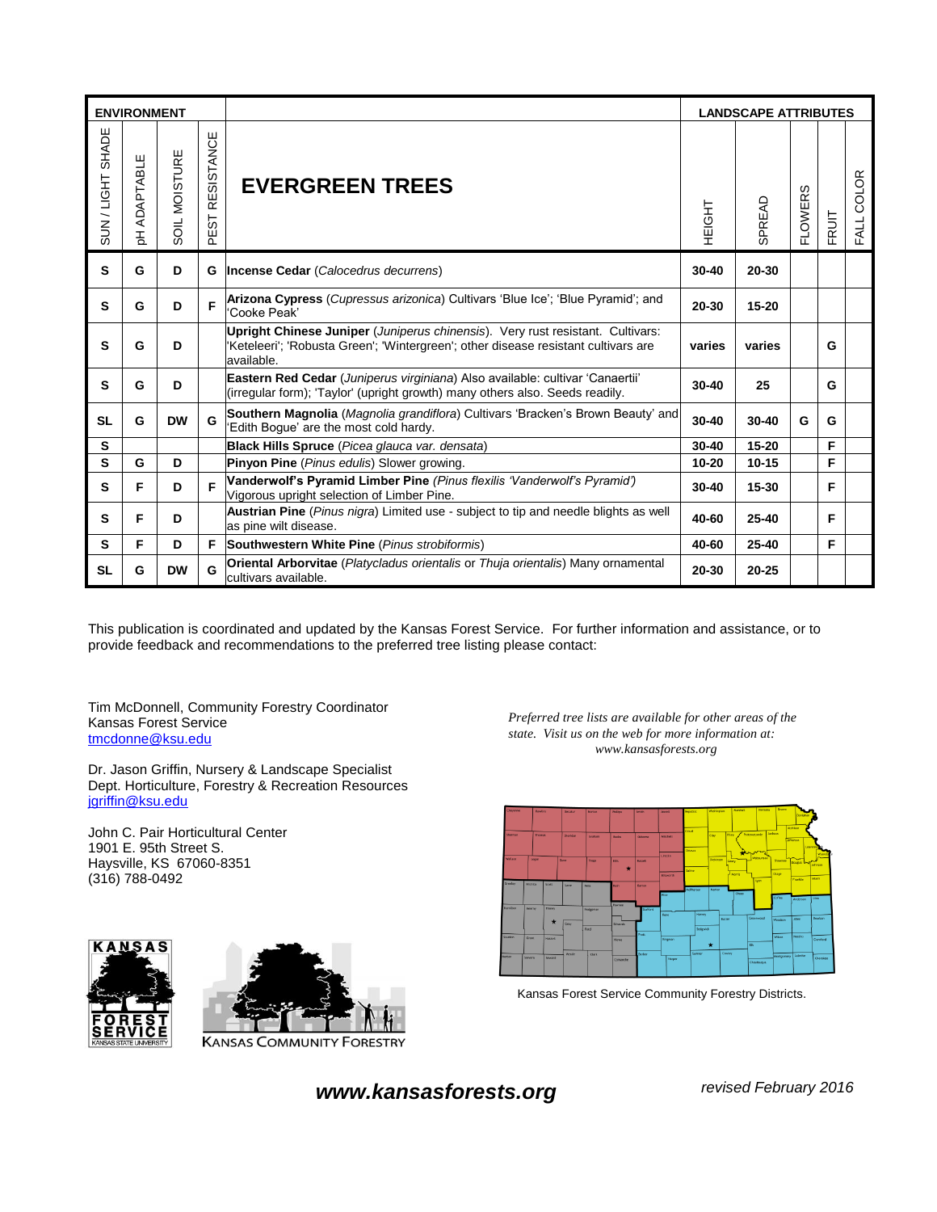| ENVIRONMENT | | | | | LANDSCAPE ATTRIBUTES | | | | |
|---|---|---|---|---|---|---|---|---|---|
| SUN / LIGHT SHADE | pH ADAPTABLE | SOIL MOISTURE | PEST RESISTANCE | **EVERGREEN TREES** | HEIGHT | SPREAD | FLOWERS | FRUIT | FALL COLOR |
| S | G | D | G | **Incense Cedar** (*Calocedrus decurrens*) | 30-40 | 20-30 | | | |
| S | G | D | F | **Arizona Cypress** (*Cupressus arizonica*) Cultivars 'Blue Ice'; 'Blue Pyramid'; and 'Cooke Peak' | 20-30 | 15-20 | | | |
| S | G | D | | **Upright Chinese Juniper** (*Juniperus chinensis*). Very rust resistant. Cultivars: 'Keteleeri'; 'Robusta Green'; 'Wintergreen'; other disease resistant cultivars are available. | varies | varies | | G | |
| S | G | D | | **Eastern Red Cedar** (*Juniperus virginiana*) Also available: cultivar 'Canaertii' (irregular form); 'Taylor' (upright growth) many others also. Seeds readily. | 30-40 | 25 | | G | |
| SL | G | DW | G | **Southern Magnolia** (*Magnolia grandiflora*) Cultivars 'Bracken's Brown Beauty' and 'Edith Bogue' are the most cold hardy. | 30-40 | 30-40 | G | G | |
| S | | | | **Black Hills Spruce** (*Picea glauca var. densata*) | 30-40 | 15-20 | | F | |
| S | G | D | | **Pinyon Pine** (*Pinus edulis*) Slower growing. | 10-20 | 10-15 | | F | |
| S | F | D | F | **Vanderwolf's Pyramid Limber Pine** (*Pinus flexilis 'Vanderwolf's Pyramid'*) Vigorous upright selection of Limber Pine. | 30-40 | 15-30 | | F | |
| S | F | D | | **Austrian Pine** (*Pinus nigra*) Limited use - subject to tip and needle blights as well as pine wilt disease. | 40-60 | 25-40 | | F | |
| S | F | D | F | **Southwestern White Pine** (*Pinus strobiformis*) | 40-60 | 25-40 | | F | |
| SL | G | DW | G | **Oriental Arborvitae** (*Platycladus orientalis* or *Thuja orientalis*) Many ornamental cultivars available. | 20-30 | 20-25 | | | |

This publication is coordinated and updated by the Kansas Forest Service. For further information and assistance, or to provide feedback and recommendations to the preferred tree listing please contact:

Tim McDonnell, Community Forestry Coordinator
Kansas Forest Service
tmcdonne@ksu.edu

Dr. Jason Griffin, Nursery & Landscape Specialist
Dept. Horticulture, Forestry & Recreation Resources
jgriffin@ksu.edu

John C. Pair Horticultural Center
1901 E. 95th Street S.
Haysville, KS 67060-8351
(316) 788-0492

*Preferred tree lists are available for other areas of the state. Visit us on the web for more information at: www.kansasforests.org*

Kansas Forest Service Community Forestry Districts.

KANSAS FOREST SERVICE
KANSAS STATE UNIVERSITY

KANSAS COMMUNITY FORESTRY

***www.kansasforests.org***

*revised February 2016*